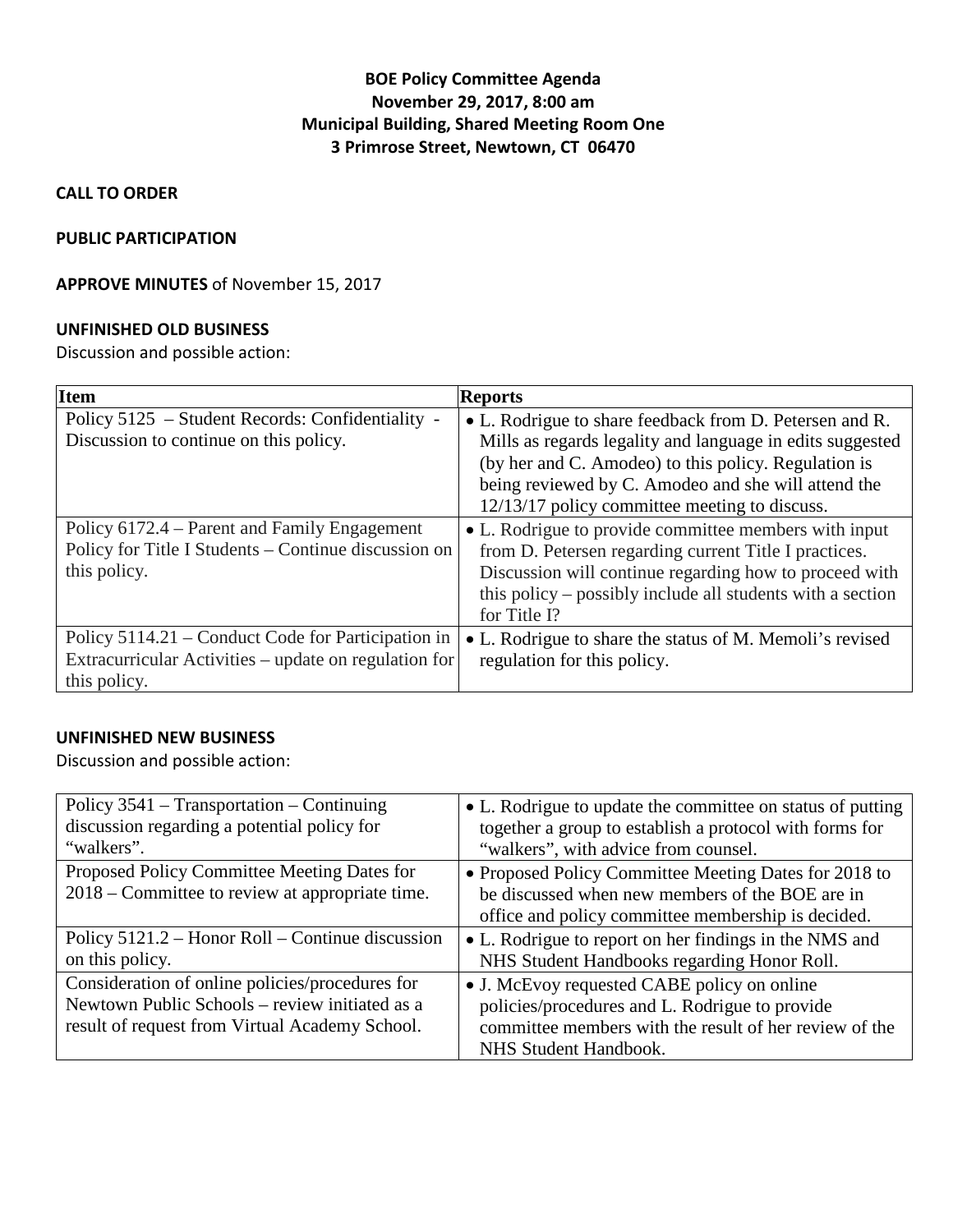**BOE Policy Committee Agenda**
**November 29, 2017, 8:00 am**
**Municipal Building, Shared Meeting Room One**
**3 Primrose Street, Newtown, CT 06470**

**CALL TO ORDER**

**PUBLIC PARTICIPATION**

**APPROVE MINUTES** of November 15, 2017

**UNFINISHED OLD BUSINESS**

Discussion and possible action:

| Item | Reports |
|---|---|
| Policy 5125 – Student Records: Confidentiality - Discussion to continue on this policy. | • L. Rodrigue to share feedback from D. Petersen and R. Mills as regards legality and language in edits suggested (by her and C. Amodeo) to this policy. Regulation is being reviewed by C. Amodeo and she will attend the 12/13/17 policy committee meeting to discuss. |
| Policy 6172.4 – Parent and Family Engagement Policy for Title I Students – Continue discussion on this policy. | • L. Rodrigue to provide committee members with input from D. Petersen regarding current Title I practices. Discussion will continue regarding how to proceed with this policy – possibly include all students with a section for Title I? |
| Policy 5114.21 – Conduct Code for Participation in Extracurricular Activities – update on regulation for this policy. | • L. Rodrigue to share the status of M. Memoli's revised regulation for this policy. |

**UNFINISHED NEW BUSINESS**

Discussion and possible action:

| | |
|---|---|
| Policy 3541 – Transportation – Continuing discussion regarding a potential policy for "walkers". | • L. Rodrigue to update the committee on status of putting together a group to establish a protocol with forms for "walkers", with advice from counsel. |
| Proposed Policy Committee Meeting Dates for 2018 – Committee to review at appropriate time. | • Proposed Policy Committee Meeting Dates for 2018 to be discussed when new members of the BOE are in office and policy committee membership is decided. |
| Policy 5121.2 – Honor Roll – Continue discussion on this policy. | • L. Rodrigue to report on her findings in the NMS and NHS Student Handbooks regarding Honor Roll. |
| Consideration of online policies/procedures for Newtown Public Schools – review initiated as a result of request from Virtual Academy School. | • J. McEvoy requested CABE policy on online policies/procedures and L. Rodrigue to provide committee members with the result of her review of the NHS Student Handbook. |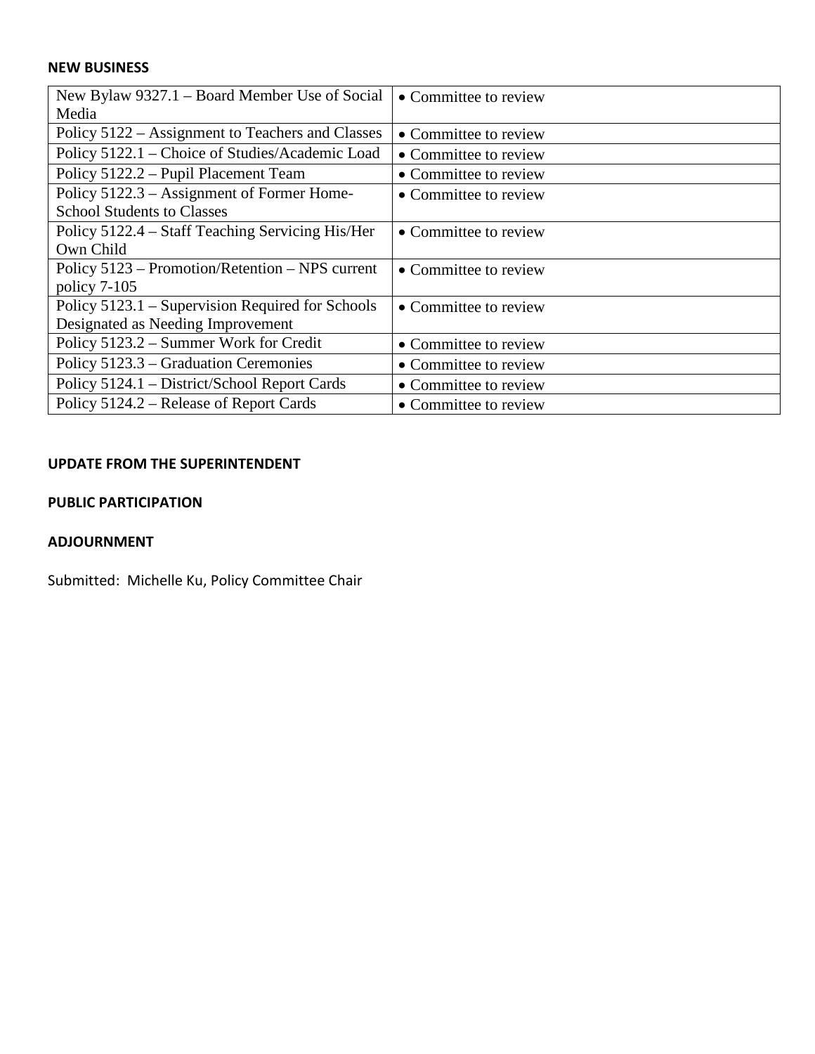**NEW BUSINESS**

| | |
|---|---|
| New Bylaw 9327.1 – Board Member Use of Social Media | • Committee to review |
| Policy 5122 – Assignment to Teachers and Classes | • Committee to review |
| Policy 5122.1 – Choice of Studies/Academic Load | • Committee to review |
| Policy 5122.2 – Pupil Placement Team | • Committee to review |
| Policy 5122.3 – Assignment of Former Home-School Students to Classes | • Committee to review |
| Policy 5122.4 – Staff Teaching Servicing His/Her Own Child | • Committee to review |
| Policy 5123 – Promotion/Retention – NPS current policy 7-105 | • Committee to review |
| Policy 5123.1 – Supervision Required for Schools Designated as Needing Improvement | • Committee to review |
| Policy 5123.2 – Summer Work for Credit | • Committee to review |
| Policy 5123.3 – Graduation Ceremonies | • Committee to review |
| Policy 5124.1 – District/School Report Cards | • Committee to review |
| Policy 5124.2 – Release of Report Cards | • Committee to review |

**UPDATE FROM THE SUPERINTENDENT**

**PUBLIC PARTICIPATION**

**ADJOURNMENT**

Submitted: Michelle Ku, Policy Committee Chair